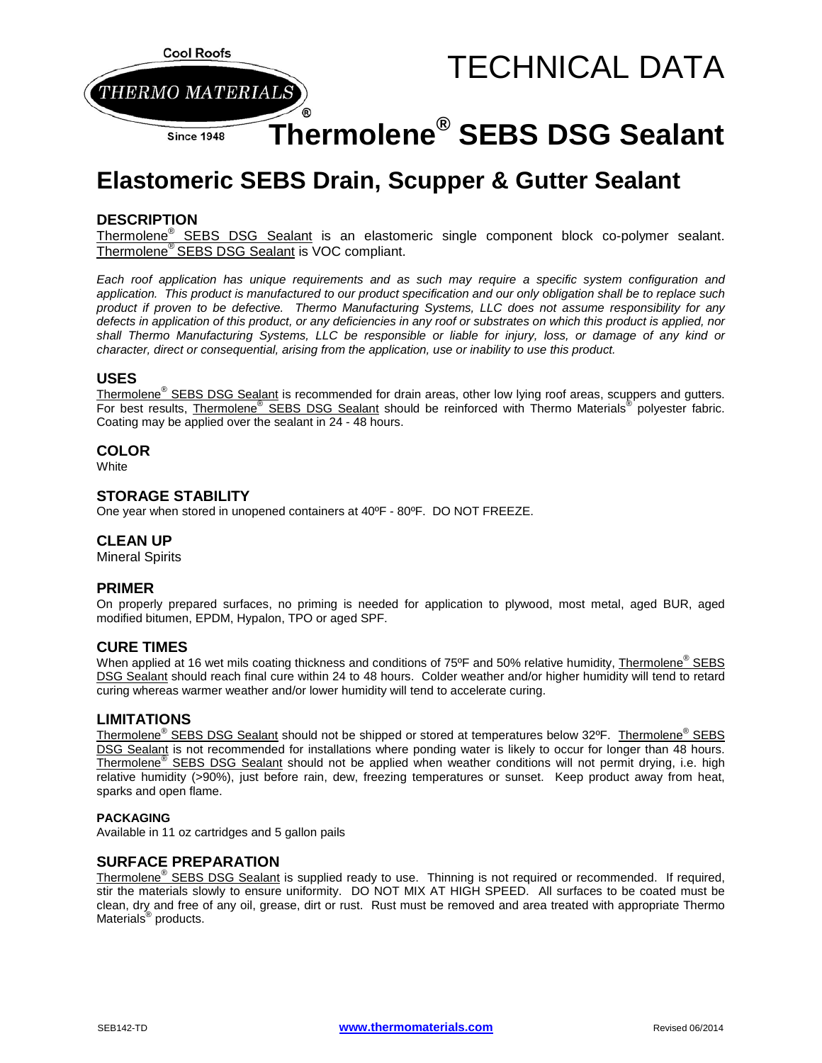Cool Roofs

THERMO MATERIALS®

Since 1948

# TECHNICAL DATA

# Thermolene® SEBS DSG Sealant

## Elastomeric SEBS Drain, Scupper & Gutter Sealant

### DESCRIPTION

Thermolene® SEBS DSG Sealant is an elastomeric single component block co-polymer sealant. Thermolene® SEBS DSG Sealant is VOC compliant.

*Each roof application has unique requirements and as such may require a specific system configuration and application. This product is manufactured to our product specification and our only obligation shall be to replace such product if proven to be defective. Thermo Manufacturing Systems, LLC does not assume responsibility for any defects in application of this product, or any deficiencies in any roof or substrates on which this product is applied, nor shall Thermo Manufacturing Systems, LLC be responsible or liable for injury, loss, or damage of any kind or character, direct or consequential, arising from the application, use or inability to use this product.*

### USES

Thermolene® SEBS DSG Sealant is recommended for drain areas, other low lying roof areas, scuppers and gutters. For best results, Thermolene® SEBS DSG Sealant should be reinforced with Thermo Materials® polyester fabric. Coating may be applied over the sealant in 24 - 48 hours.

### COLOR

White

### STORAGE STABILITY

One year when stored in unopened containers at 40ºF - 80ºF. DO NOT FREEZE.

### CLEAN UP

Mineral Spirits

### PRIMER

On properly prepared surfaces, no priming is needed for application to plywood, most metal, aged BUR, aged modified bitumen, EPDM, Hypalon, TPO or aged SPF.

### CURE TIMES

When applied at 16 wet mils coating thickness and conditions of 75ºF and 50% relative humidity, Thermolene® SEBS DSG Sealant should reach final cure within 24 to 48 hours. Colder weather and/or higher humidity will tend to retard curing whereas warmer weather and/or lower humidity will tend to accelerate curing.

### LIMITATIONS

Thermolene® SEBS DSG Sealant should not be shipped or stored at temperatures below 32ºF. Thermolene® SEBS DSG Sealant is not recommended for installations where ponding water is likely to occur for longer than 48 hours. Thermolene® SEBS DSG Sealant should not be applied when weather conditions will not permit drying, i.e. high relative humidity (>90%), just before rain, dew, freezing temperatures or sunset. Keep product away from heat, sparks and open flame.

#### PACKAGING

Available in 11 oz cartridges and 5 gallon pails

### SURFACE PREPARATION

Thermolene® SEBS DSG Sealant is supplied ready to use. Thinning is not required or recommended. If required, stir the materials slowly to ensure uniformity. DO NOT MIX AT HIGH SPEED. All surfaces to be coated must be clean, dry and free of any oil, grease, dirt or rust. Rust must be removed and area treated with appropriate Thermo Materials® products.

SEB142-TD www.thermomaterials.com Revised 06/2014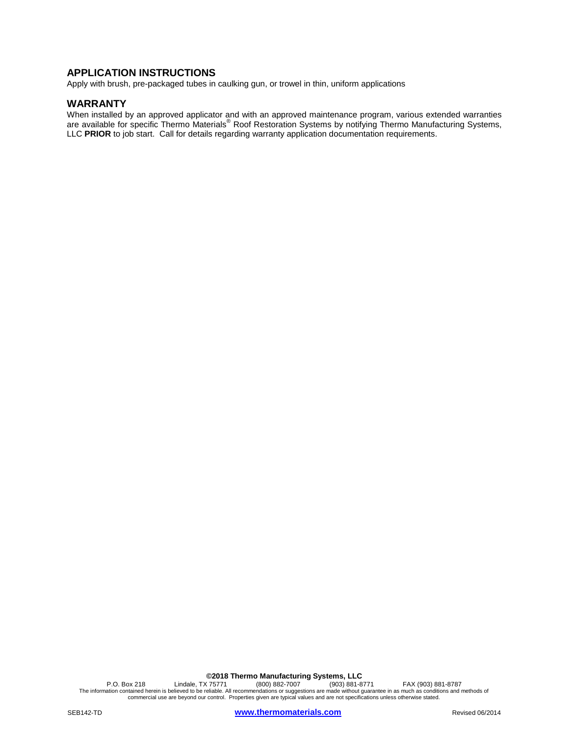## APPLICATION INSTRUCTIONS

Apply with brush, pre-packaged tubes in caulking gun, or trowel in thin, uniform applications

## WARRANTY

When installed by an approved applicator and with an approved maintenance program, various extended warranties are available for specific Thermo Materials® Roof Restoration Systems by notifying Thermo Manufacturing Systems, LLC **PRIOR** to job start. Call for details regarding warranty application documentation requirements.

**©2018 Thermo Manufacturing Systems, LLC**

P.O. Box 218 Lindale, TX 75771 (800) 882-7007 (903) 881-8771 FAX (903) 881-8787

The information contained herein is believed to be reliable. All recommendations or suggestions are made without guarantee in as much as conditions and methods of commercial use are beyond our control. Properties given are typical values and are not specifications unless otherwise stated.

SEB142-TD **www.thermomaterials.com** Revised 06/2014